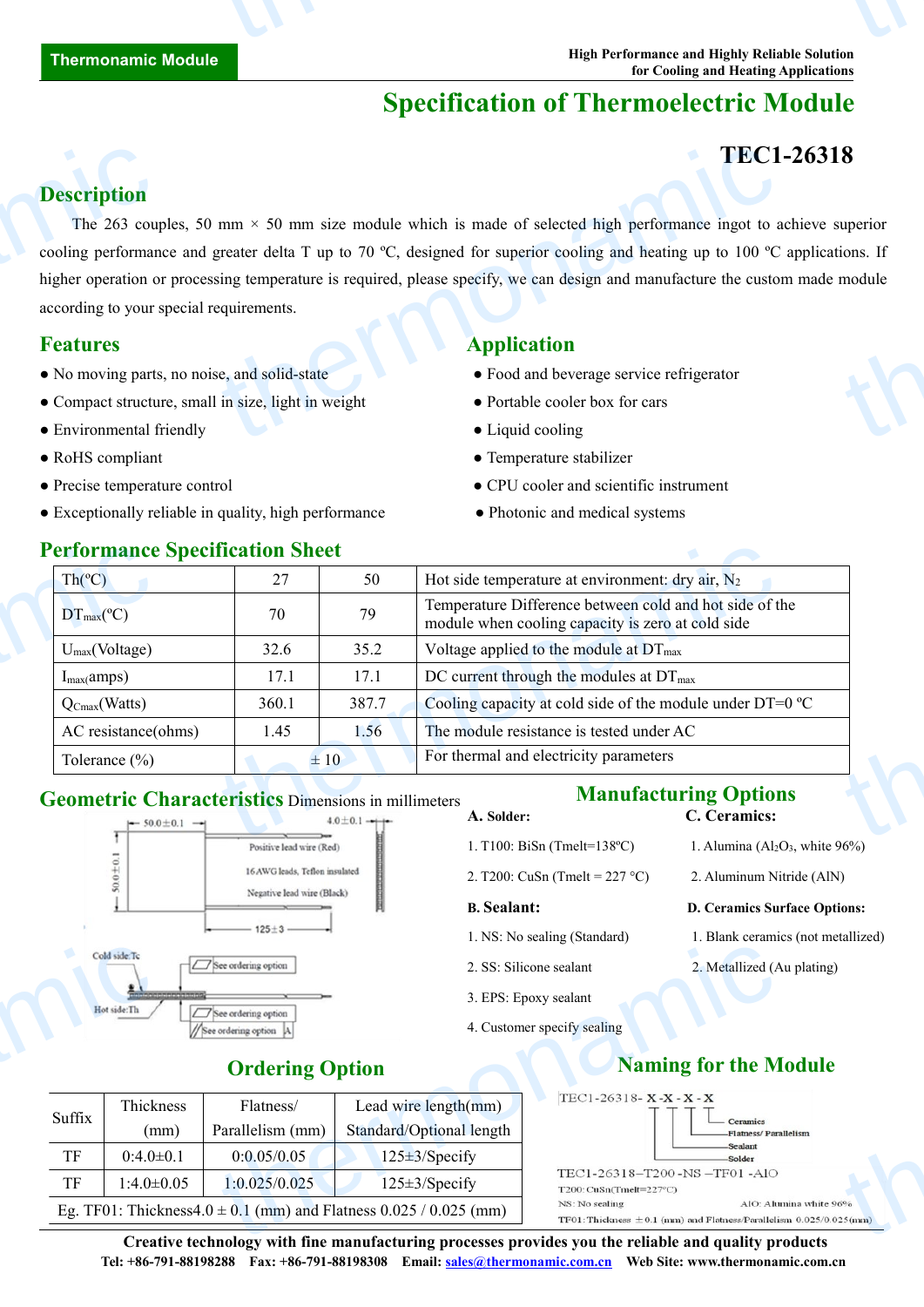Thermonamic Module

High Performance and Highly Reliable Solution for Cooling and Heating Applications

# Specification of Thermoelectric Module

## TEC1-26318

## Description

The 263 couples, 50 mm × 50 mm size module which is made of selected high performance ingot to achieve superior cooling performance and greater delta T up to 70 ºC, designed for superior cooling and heating up to 100 ºC applications. If higher operation or processing temperature is required, please specify, we can design and manufacture the custom made module according to your special requirements.

## Features

- No moving parts, no noise, and solid-state
- Compact structure, small in size, light in weight
- Environmental friendly
- RoHS compliant
- Precise temperature control
- Exceptionally reliable in quality, high performance

## Application

- Food and beverage service refrigerator
- Portable cooler box for cars
- Liquid cooling
- Temperature stabilizer
- CPU cooler and scientific instrument
- Photonic and medical systems

## Performance Specification Sheet

| Th(ºC) | 27 | 50 | Hot side temperature at environment: dry air, $N_2$ |
|---|---|---|---|
| $DT_{max}$(ºC) | 70 | 79 | Temperature Difference between cold and hot side of the module when cooling capacity is zero at cold side |
| $U_{max}$(Voltage) | 32.6 | 35.2 | Voltage applied to the module at $DT_{max}$ |
| $I_{max}$(amps) | 17.1 | 17.1 | DC current through the modules at $DT_{max}$ |
| $Q_{Cmax}$(Watts) | 360.1 | 387.7 | Cooling capacity at cold side of the module under DT=0 ºC |
| AC resistance(ohms) | 1.45 | 1.56 | The module resistance is tested under AC |
| Tolerance (%) | ± 10 | | For thermal and electricity parameters |

## Geometric Characteristics

Dimensions in millimeters

50.0±0.1; 4.0±0.1; 50.0±0.1; Positive lead wire (Red); 16 AWG leads, Teflon insulated; Negative lead wire (Black); 125±3; Cold side:Tc; Hot side:Th; See ordering option; See ordering option; See ordering option A

## Manufacturing Options

**A. Solder:**

1. T100: BiSn (Tmelt=138ºC)
2. T200: CuSn (Tmelt = 227 °C)

**B. Sealant:**

1. NS: No sealing (Standard)
2. SS: Silicone sealant
3. EPS: Epoxy sealant
4. Customer specify sealing

**C. Ceramics:**

1. Alumina ($Al_2O_3$, white 96%)
2. Aluminum Nitride (AlN)

**D. Ceramics Surface Options:**

1. Blank ceramics (not metallized)
2. Metallized (Au plating)

## Ordering Option

| Suffix | Thickness (mm) | Flatness/ Parallelism (mm) | Lead wire length(mm) Standard/Optional length |
|---|---|---|---|
| TF | 0:4.0±0.1 | 0:0.05/0.05 | 125±3/Specify |
| TF | 1:4.0±0.05 | 1:0.025/0.025 | 125±3/Specify |
| Eg. TF01: Thickness4.0 ± 0.1 (mm) and Flatness 0.025 / 0.025 (mm) | | | |

## Naming for the Module

TEC1-26318- X -X - X - X (Solder, Sealant, Flatness/ Parallelism, Ceramics)

TEC1-26318–T200 -NS –TF01 -AlO

T200: CuSn(Tmelt=227°C)

NS: No sealing

AlO: Alumina white 96%

TF01: Thickness ±0.1 (mm) and Flatness/Parallelism 0.025/0.025(mm)

**Creative technology with fine manufacturing processes provides you the reliable and quality products**

**Tel: +86-791-88198288 Fax: +86-791-88198308 Email: sales@thermonamic.com.cn Web Site: www.thermonamic.com.cn**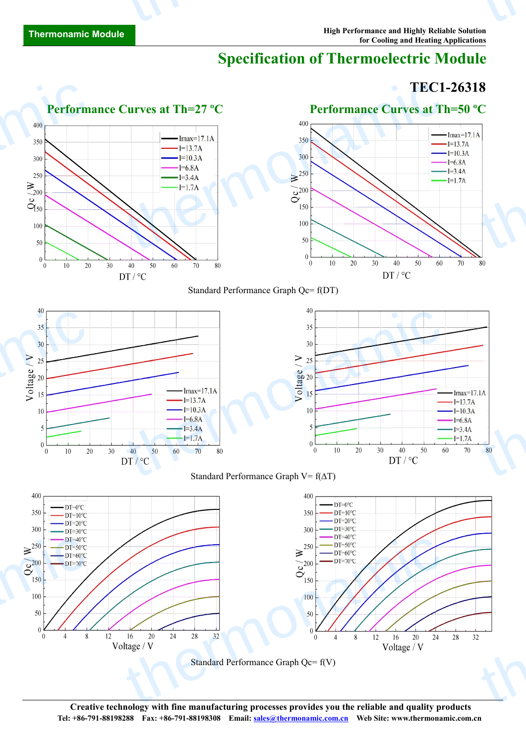# Specification of Thermoelectric Module

## TEC1-26318

### Performance Curves at Th=27 ºC

### Performance Curves at Th=50 ºC

Standard Performance Graph Qc= f(DT)

Standard Performance Graph V= f(ΔT)

Standard Performance Graph Qc= f(V)

**Creative technology with fine manufacturing processes provides you the reliable and quality products**

**Tel: +86-791-88198288 Fax: +86-791-88198308 Email: sales@thermonamic.com.cn Web Site: www.thermonamic.com.cn**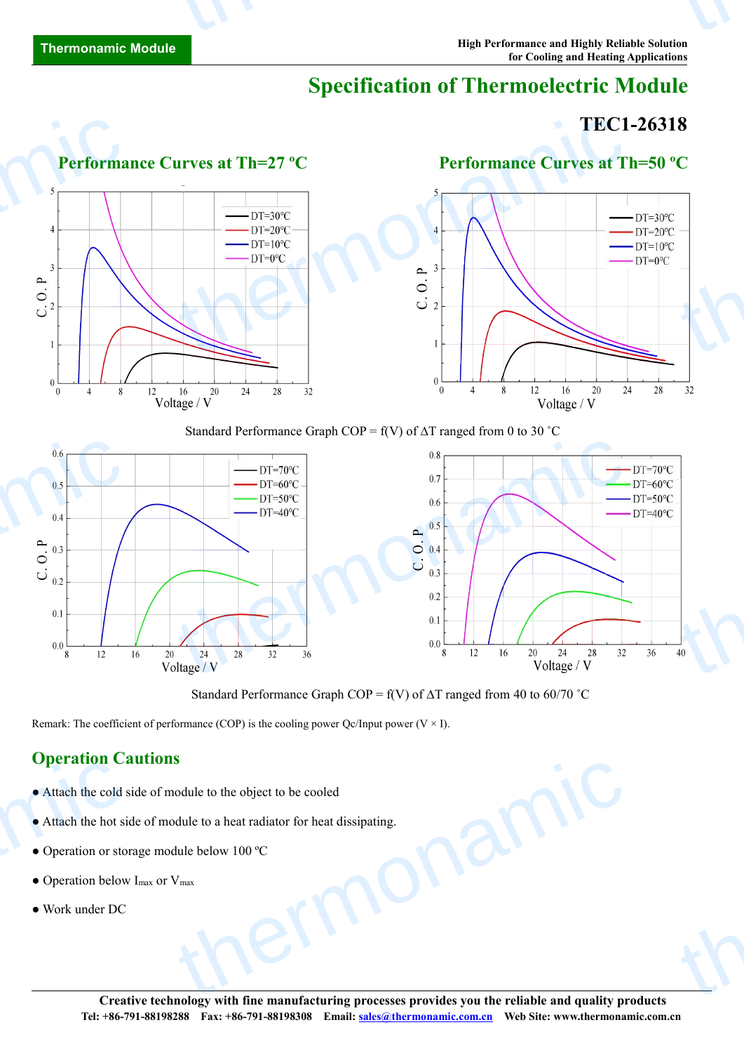## Specification of Thermoelectric Module

### TEC1-26318

### Performance Curves at Th=27 ºC

5
4
3
2
1
0
C. O. P
0 4 8 12 16 20 24 28 32
Voltage / V
DT=30℃
DT=20℃
DT=10℃
DT=0℃

### Performance Curves at Th=50 ºC

5
4
3
2
1
0
C. O. P
0 4 8 12 16 20 24 28 32
Voltage / V
DT=30℃
DT=20℃
DT=10℃
DT=0℃

Standard Performance Graph COP = f(V) of ΔT ranged from 0 to 30 ˚C

0.6
0.5
0.4
0.3
0.2
0.1
0.0
C. O. P
8 12 16 20 24 28 32 36
Voltage / V
DT=70℃
DT=60℃
DT=50℃
DT=40℃

0.8
0.7
0.6
0.5
0.4
0.3
0.2
0.1
0.0
C. O. P
8 12 16 20 24 28 32 36 40
Voltage / V
DT=70℃
DT=60℃
DT=50℃
DT=40℃

Standard Performance Graph COP = f(V) of ΔT ranged from 40 to 60/70 ˚C

Remark: The coefficient of performance (COP) is the cooling power Qc/Input power (V × I).

## Operation Cautions

- Attach the cold side of module to the object to be cooled
- Attach the hot side of module to a heat radiator for heat dissipating.
- Operation or storage module below 100 ºC
- Operation below $I_{max}$ or $V_{max}$
- Work under DC

**Creative technology with fine manufacturing processes provides you the reliable and quality products**

**Tel: +86-791-88198288 Fax: +86-791-88198308 Email: sales@thermonamic.com.cn Web Site: www.thermonamic.com.cn**